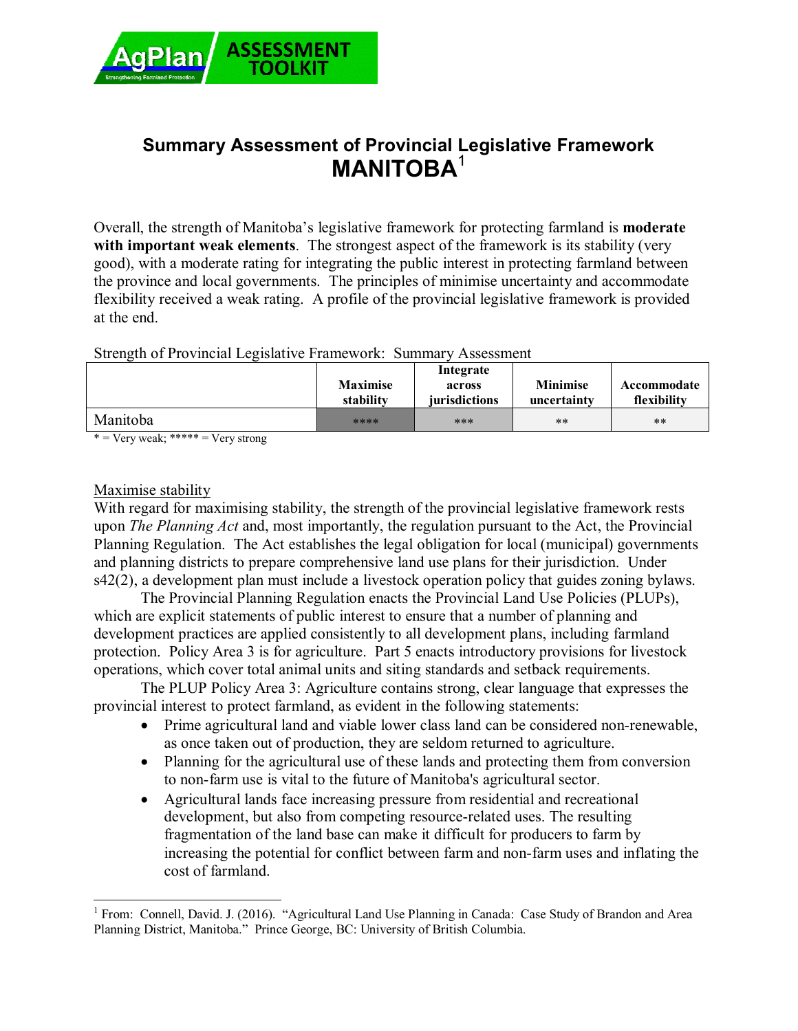AgPlan ASSESSMENT TOOLKIT

Strengthening Farmland Protection

## Summary Assessment of Provincial Legislative Framework
# MANITOBA[1]

Overall, the strength of Manitoba's legislative framework for protecting farmland is **moderate with important weak elements**. The strongest aspect of the framework is its stability (very good), with a moderate rating for integrating the public interest in protecting farmland between the province and local governments. The principles of minimise uncertainty and accommodate flexibility received a weak rating. A profile of the provincial legislative framework is provided at the end.

Strength of Provincial Legislative Framework: Summary Assessment

| | Maximise stability | Integrate across jurisdictions | Minimise uncertainty | Accommodate flexibility |
|---|---|---|---|---|
| Manitoba | **** | *** | ** | ** |

* = Very weak; ***** = Very strong

Maximise stability

With regard for maximising stability, the strength of the provincial legislative framework rests upon *The Planning Act* and, most importantly, the regulation pursuant to the Act, the Provincial Planning Regulation. The Act establishes the legal obligation for local (municipal) governments and planning districts to prepare comprehensive land use plans for their jurisdiction. Under s42(2), a development plan must include a livestock operation policy that guides zoning bylaws.

The Provincial Planning Regulation enacts the Provincial Land Use Policies (PLUPs), which are explicit statements of public interest to ensure that a number of planning and development practices are applied consistently to all development plans, including farmland protection. Policy Area 3 is for agriculture. Part 5 enacts introductory provisions for livestock operations, which cover total animal units and siting standards and setback requirements.

The PLUP Policy Area 3: Agriculture contains strong, clear language that expresses the provincial interest to protect farmland, as evident in the following statements:

- Prime agricultural land and viable lower class land can be considered non-renewable, as once taken out of production, they are seldom returned to agriculture.
- Planning for the agricultural use of these lands and protecting them from conversion to non-farm use is vital to the future of Manitoba's agricultural sector.
- Agricultural lands face increasing pressure from residential and recreational development, but also from competing resource-related uses. The resulting fragmentation of the land base can make it difficult for producers to farm by increasing the potential for conflict between farm and non-farm uses and inflating the cost of farmland.

[1] From: Connell, David. J. (2016). "Agricultural Land Use Planning in Canada: Case Study of Brandon and Area Planning District, Manitoba." Prince George, BC: University of British Columbia.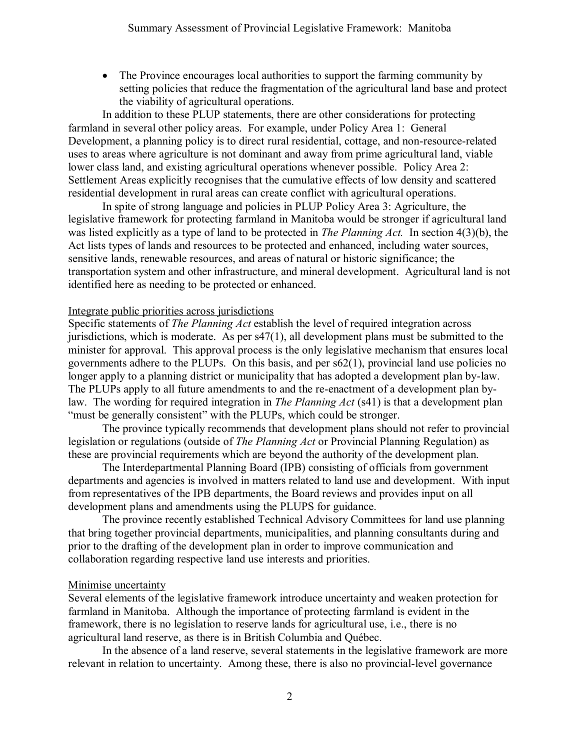- The Province encourages local authorities to support the farming community by setting policies that reduce the fragmentation of the agricultural land base and protect the viability of agricultural operations.

In addition to these PLUP statements, there are other considerations for protecting farmland in several other policy areas. For example, under Policy Area 1: General Development, a planning policy is to direct rural residential, cottage, and non-resource-related uses to areas where agriculture is not dominant and away from prime agricultural land, viable lower class land, and existing agricultural operations whenever possible. Policy Area 2: Settlement Areas explicitly recognises that the cumulative effects of low density and scattered residential development in rural areas can create conflict with agricultural operations.

In spite of strong language and policies in PLUP Policy Area 3: Agriculture, the legislative framework for protecting farmland in Manitoba would be stronger if agricultural land was listed explicitly as a type of land to be protected in *The Planning Act.* In section 4(3)(b), the Act lists types of lands and resources to be protected and enhanced, including water sources, sensitive lands, renewable resources, and areas of natural or historic significance; the transportation system and other infrastructure, and mineral development. Agricultural land is not identified here as needing to be protected or enhanced.

<u>Integrate public priorities across jurisdictions</u>

Specific statements of *The Planning Act* establish the level of required integration across jurisdictions, which is moderate. As per s47(1), all development plans must be submitted to the minister for approval. This approval process is the only legislative mechanism that ensures local governments adhere to the PLUPs. On this basis, and per s62(1), provincial land use policies no longer apply to a planning district or municipality that has adopted a development plan by-law. The PLUPs apply to all future amendments to and the re-enactment of a development plan by-law. The wording for required integration in *The Planning Act* (s41) is that a development plan "must be generally consistent" with the PLUPs, which could be stronger.

The province typically recommends that development plans should not refer to provincial legislation or regulations (outside of *The Planning Act* or Provincial Planning Regulation) as these are provincial requirements which are beyond the authority of the development plan.

The Interdepartmental Planning Board (IPB) consisting of officials from government departments and agencies is involved in matters related to land use and development. With input from representatives of the IPB departments, the Board reviews and provides input on all development plans and amendments using the PLUPS for guidance.

The province recently established Technical Advisory Committees for land use planning that bring together provincial departments, municipalities, and planning consultants during and prior to the drafting of the development plan in order to improve communication and collaboration regarding respective land use interests and priorities.

<u>Minimise uncertainty</u>

Several elements of the legislative framework introduce uncertainty and weaken protection for farmland in Manitoba. Although the importance of protecting farmland is evident in the framework, there is no legislation to reserve lands for agricultural use, i.e., there is no agricultural land reserve, as there is in British Columbia and Québec.

In the absence of a land reserve, several statements in the legislative framework are more relevant in relation to uncertainty. Among these, there is also no provincial-level governance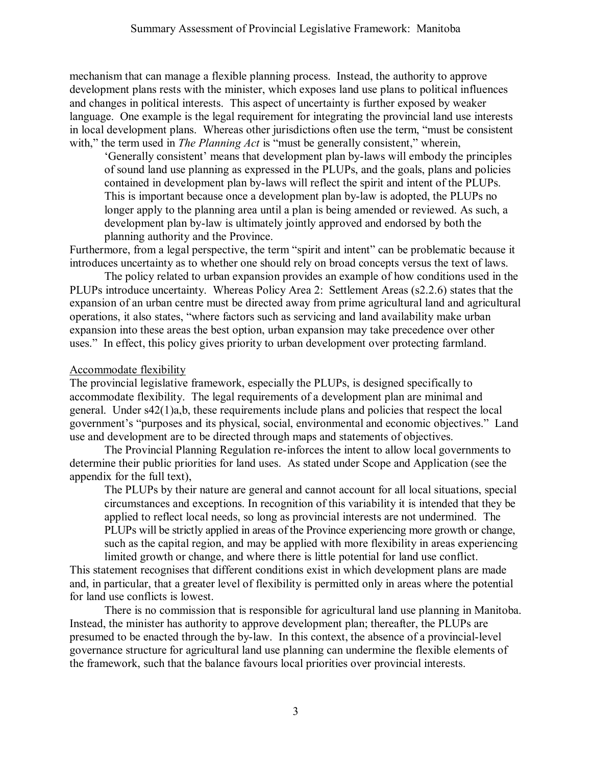mechanism that can manage a flexible planning process. Instead, the authority to approve development plans rests with the minister, which exposes land use plans to political influences and changes in political interests. This aspect of uncertainty is further exposed by weaker language. One example is the legal requirement for integrating the provincial land use interests in local development plans. Whereas other jurisdictions often use the term, "must be consistent with," the term used in *The Planning Act* is "must be generally consistent," wherein,

> 'Generally consistent' means that development plan by-laws will embody the principles of sound land use planning as expressed in the PLUPs, and the goals, plans and policies contained in development plan by-laws will reflect the spirit and intent of the PLUPs. This is important because once a development plan by-law is adopted, the PLUPs no longer apply to the planning area until a plan is being amended or reviewed. As such, a development plan by-law is ultimately jointly approved and endorsed by both the planning authority and the Province.

Furthermore, from a legal perspective, the term "spirit and intent" can be problematic because it introduces uncertainty as to whether one should rely on broad concepts versus the text of laws.

The policy related to urban expansion provides an example of how conditions used in the PLUPs introduce uncertainty. Whereas Policy Area 2: Settlement Areas (s2.2.6) states that the expansion of an urban centre must be directed away from prime agricultural land and agricultural operations, it also states, "where factors such as servicing and land availability make urban expansion into these areas the best option, urban expansion may take precedence over other uses." In effect, this policy gives priority to urban development over protecting farmland.

<u>Accommodate flexibility</u>

The provincial legislative framework, especially the PLUPs, is designed specifically to accommodate flexibility. The legal requirements of a development plan are minimal and general. Under s42(1)a,b, these requirements include plans and policies that respect the local government's "purposes and its physical, social, environmental and economic objectives." Land use and development are to be directed through maps and statements of objectives.

The Provincial Planning Regulation re-inforces the intent to allow local governments to determine their public priorities for land uses. As stated under Scope and Application (see the appendix for the full text),

> The PLUPs by their nature are general and cannot account for all local situations, special circumstances and exceptions. In recognition of this variability it is intended that they be applied to reflect local needs, so long as provincial interests are not undermined. The PLUPs will be strictly applied in areas of the Province experiencing more growth or change, such as the capital region, and may be applied with more flexibility in areas experiencing limited growth or change, and where there is little potential for land use conflict.

This statement recognises that different conditions exist in which development plans are made and, in particular, that a greater level of flexibility is permitted only in areas where the potential for land use conflicts is lowest.

There is no commission that is responsible for agricultural land use planning in Manitoba. Instead, the minister has authority to approve development plan; thereafter, the PLUPs are presumed to be enacted through the by-law. In this context, the absence of a provincial-level governance structure for agricultural land use planning can undermine the flexible elements of the framework, such that the balance favours local priorities over provincial interests.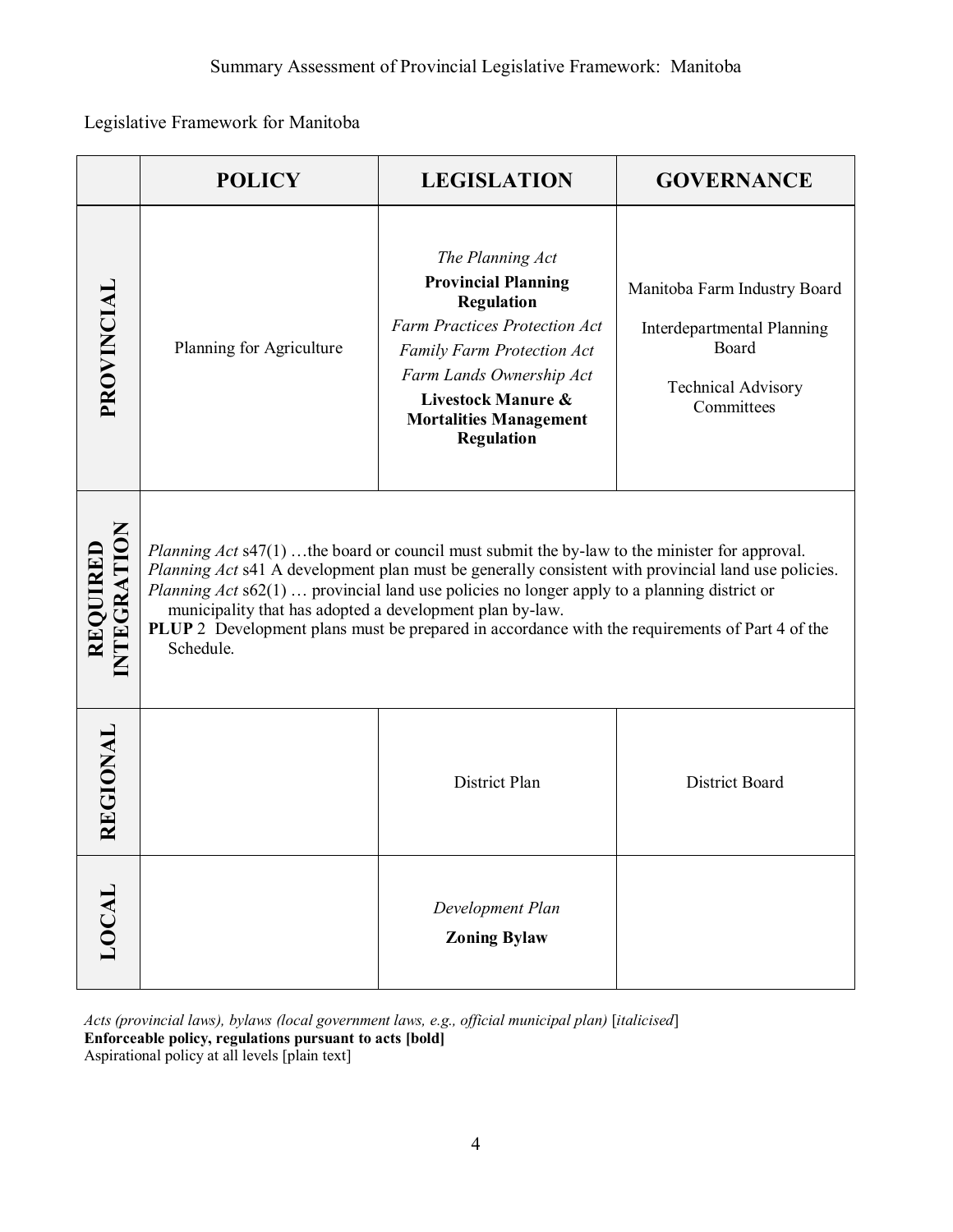Legislative Framework for Manitoba

| | POLICY | LEGISLATION | GOVERNANCE |
|---|---|---|---|
| **PROVINCIAL** | Planning for Agriculture | *The Planning Act*<br>**Provincial Planning Regulation**<br>*Farm Practices Protection Act*<br>*Family Farm Protection Act*<br>*Farm Lands Ownership Act*<br>**Livestock Manure & Mortalities Management Regulation** | Manitoba Farm Industry Board<br>Interdepartmental Planning Board<br>Technical Advisory Committees |
| **REQUIRED INTEGRATION** | *Planning Act* s47(1) …the board or council must submit the by-law to the minister for approval.<br>*Planning Act* s41 A development plan must be generally consistent with provincial land use policies.<br>*Planning Act* s62(1) … provincial land use policies no longer apply to a planning district or municipality that has adopted a development plan by-law.<br>**PLUP** 2 Development plans must be prepared in accordance with the requirements of Part 4 of the Schedule. | | |
| **REGIONAL** | | District Plan | District Board |
| **LOCAL** | | *Development Plan*<br>**Zoning Bylaw** | |

*Acts (provincial laws), bylaws (local government laws, e.g., official municipal plan)* [*italicised*]
**Enforceable policy, regulations pursuant to acts [bold]**
Aspirational policy at all levels [plain text]